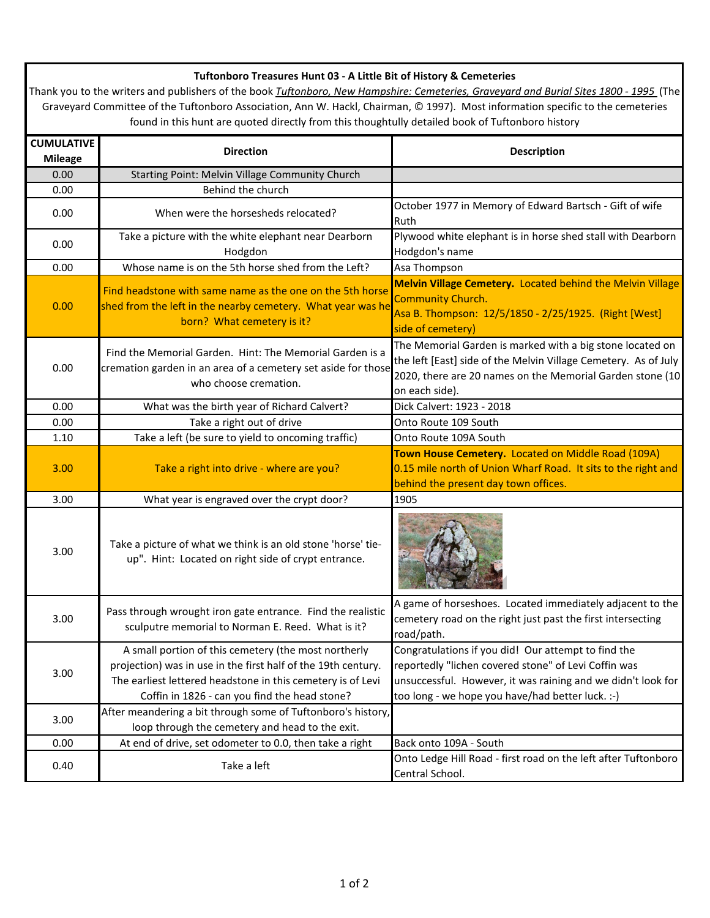**Tuftonboro Treasures Hunt 03 - A Little Bit of History & Cemeteries**

Thank you to the writers and publishers of the book *Tuftonboro, New Hampshire: Cemeteries, Graveyard and Burial Sites 1800 - 1995* (The Graveyard Committee of the Tuftonboro Association, Ann W. Hackl, Chairman, © 1997). Most information specific to the cemeteries found in this hunt are quoted directly from this thoughtully detailed book of Tuftonboro history

| CUMULATIVE Mileage | Direction | Description |
|---|---|---|
| 0.00 | Starting Point: Melvin Village Community Church | |
| 0.00 | Behind the church | |
| 0.00 | When were the horsesheds relocated? | October 1977 in Memory of Edward Bartsch - Gift of wife Ruth |
| 0.00 | Take a picture with the white elephant near Dearborn Hodgdon | Plywood white elephant is in horse shed stall with Dearborn Hodgdon's name |
| 0.00 | Whose name is on the 5th horse shed from the Left? | Asa Thompson |
| 0.00 | Find headstone with same name as the one on the 5th horse shed from the left in the nearby cemetery. What year was he born? What cemetery is it? | **Melvin Village Cemetery.** Located behind the Melvin Village Community Church. Asa B. Thompson: 12/5/1850 - 2/25/1925. (Right [West] side of cemetery) |
| 0.00 | Find the Memorial Garden. Hint: The Memorial Garden is a cremation garden in an area of a cemetery set aside for those who choose cremation. | The Memorial Garden is marked with a big stone located on the left [East] side of the Melvin Village Cemetery. As of July 2020, there are 20 names on the Memorial Garden stone (10 on each side). |
| 0.00 | What was the birth year of Richard Calvert? | Dick Calvert: 1923 - 2018 |
| 0.00 | Take a right out of drive | Onto Route 109 South |
| 1.10 | Take a left (be sure to yield to oncoming traffic) | Onto Route 109A South |
| 3.00 | Take a right into drive - where are you? | **Town House Cemetery.** Located on Middle Road (109A) 0.15 mile north of Union Wharf Road. It sits to the right and behind the present day town offices. |
| 3.00 | What year is engraved over the crypt door? | 1905 |
| 3.00 | Take a picture of what we think is an old stone 'horse' tie-up". Hint: Located on right side of crypt entrance. | |
| 3.00 | Pass through wrought iron gate entrance. Find the realistic sculputre memorial to Norman E. Reed. What is it? | A game of horseshoes. Located immediately adjacent to the cemetery road on the right just past the first intersecting road/path. |
| 3.00 | A small portion of this cemetery (the most northerly projection) was in use in the first half of the 19th century. The earliest lettered headstone in this cemetery is of Levi Coffin in 1826 - can you find the head stone? | Congratulations if you did! Our attempt to find the reportedly "lichen covered stone" of Levi Coffin was unsuccessful. However, it was raining and we didn't look for too long - we hope you have/had better luck. :-) |
| 3.00 | After meandering a bit through some of Tuftonboro's history, loop through the cemetery and head to the exit. | |
| 0.00 | At end of drive, set odometer to 0.0, then take a right | Back onto 109A - South |
| 0.40 | Take a left | Onto Ledge Hill Road - first road on the left after Tuftonboro Central School. |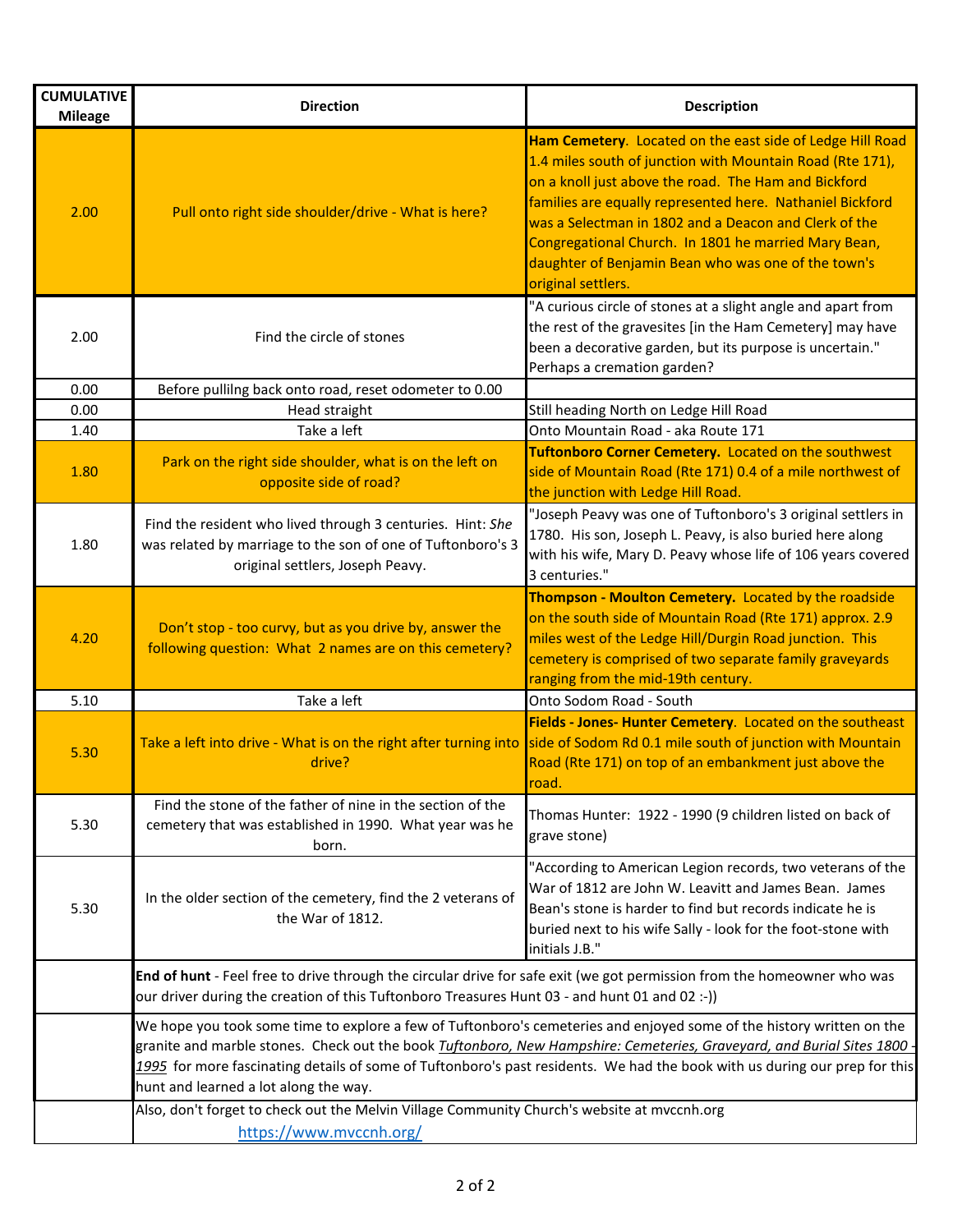| CUMULATIVE Mileage | Direction | Description |
|---|---|---|
| 2.00 | Pull onto right side shoulder/drive - What is here? | **Ham Cemetery**. Located on the east side of Ledge Hill Road 1.4 miles south of junction with Mountain Road (Rte 171), on a knoll just above the road. The Ham and Bickford families are equally represented here. Nathaniel Bickford was a Selectman in 1802 and a Deacon and Clerk of the Congregational Church. In 1801 he married Mary Bean, daughter of Benjamin Bean who was one of the town's original settlers. |
| 2.00 | Find the circle of stones | "A curious circle of stones at a slight angle and apart from the rest of the gravesites [in the Ham Cemetery] may have been a decorative garden, but its purpose is uncertain." Perhaps a cremation garden? |
| 0.00 | Before pullilng back onto road, reset odometer to 0.00 | |
| 0.00 | Head straight | Still heading North on Ledge Hill Road |
| 1.40 | Take a left | Onto Mountain Road - aka Route 171 |
| 1.80 | Park on the right side shoulder, what is on the left on opposite side of road? | **Tuftonboro Corner Cemetery.** Located on the southwest side of Mountain Road (Rte 171) 0.4 of a mile northwest of the junction with Ledge Hill Road. |
| 1.80 | Find the resident who lived through 3 centuries. Hint: *She* was related by marriage to the son of one of Tuftonboro's 3 original settlers, Joseph Peavy. | "Joseph Peavy was one of Tuftonboro's 3 original settlers in 1780. His son, Joseph L. Peavy, is also buried here along with his wife, Mary D. Peavy whose life of 106 years covered 3 centuries." |
| 4.20 | Don't stop - too curvy, but as you drive by, answer the following question: What 2 names are on this cemetery? | **Thompson - Moulton Cemetery.** Located by the roadside on the south side of Mountain Road (Rte 171) approx. 2.9 miles west of the Ledge Hill/Durgin Road junction. This cemetery is comprised of two separate family graveyards ranging from the mid-19th century. |
| 5.10 | Take a left | Onto Sodom Road - South |
| 5.30 | Take a left into drive - What is on the right after turning into drive? | **Fields - Jones- Hunter Cemetery**. Located on the southeast side of Sodom Rd 0.1 mile south of junction with Mountain Road (Rte 171) on top of an embankment just above the road. |
| 5.30 | Find the stone of the father of nine in the section of the cemetery that was established in 1990. What year was he born. | Thomas Hunter: 1922 - 1990 (9 children listed on back of grave stone) |
| 5.30 | In the older section of the cemetery, find the 2 veterans of the War of 1812. | "According to American Legion records, two veterans of the War of 1812 are John W. Leavitt and James Bean. James Bean's stone is harder to find but records indicate he is buried next to his wife Sally - look for the foot-stone with initials J.B." |
| | **End of hunt** - Feel free to drive through the circular drive for safe exit (we got permission from the homeowner who was our driver during the creation of this Tuftonboro Treasures Hunt 03 - and hunt 01 and 02 :-)) | |
| | We hope you took some time to explore a few of Tuftonboro's cemeteries and enjoyed some of the history written on the granite and marble stones. Check out the book *Tuftonboro, New Hampshire: Cemeteries, Graveyard, and Burial Sites 1800 - 1995* for more fascinating details of some of Tuftonboro's past residents. We had the book with us during our prep for this hunt and learned a lot along the way. | |
| | Also, don't forget to check out the Melvin Village Community Church's website at mvccnh.org https://www.mvccnh.org/ | |